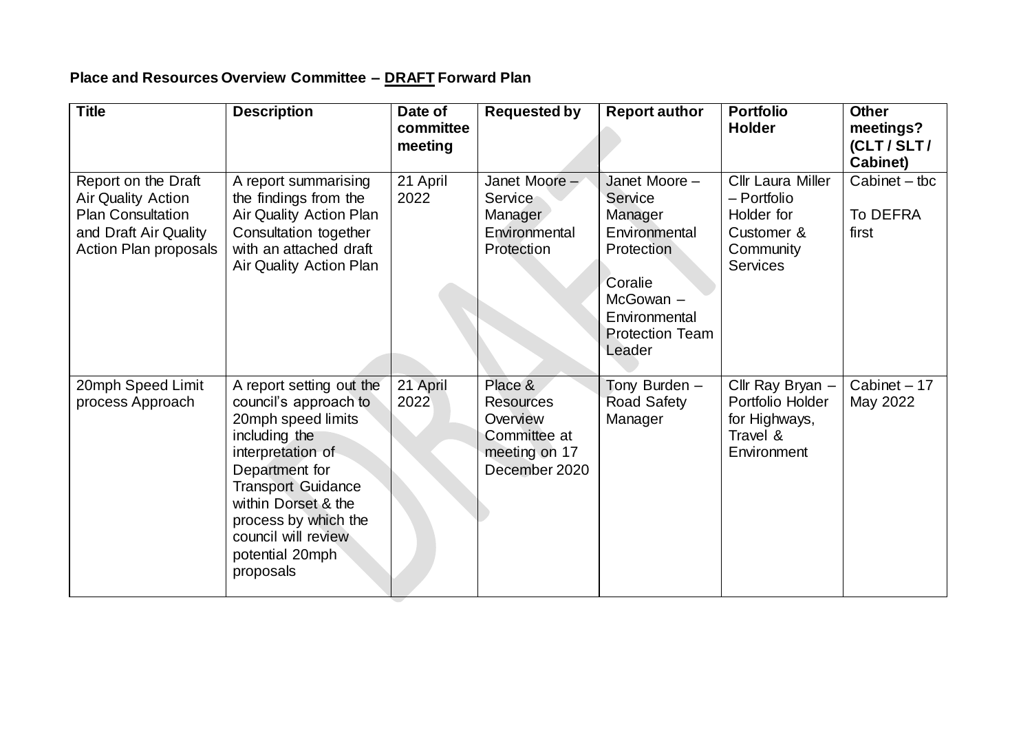**Place and Resources Overview Committee – DRAFT Forward Plan**

| Title | Description | Date of committee meeting | Requested by | Report author | Portfolio Holder | Other meetings? (CLT / SLT / Cabinet) |
|---|---|---|---|---|---|---|
| Report on the Draft Air Quality Action Plan Consultation and Draft Air Quality Action Plan proposals | A report summarising the findings from the Air Quality Action Plan Consultation together with an attached draft Air Quality Action Plan | 21 April 2022 | Janet Moore – Service Manager Environmental Protection | Janet Moore – Service Manager Environmental Protection<br><br>Coralie McGowan – Environmental Protection Team Leader | Cllr Laura Miller – Portfolio Holder for Customer & Community Services | Cabinet – tbc<br><br>To DEFRA first |
| 20mph Speed Limit process Approach | A report setting out the council's approach to 20mph speed limits including the interpretation of Department for Transport Guidance within Dorset & the process by which the council will review potential 20mph proposals | 21 April 2022 | Place & Resources Overview Committee at meeting on 17 December 2020 | Tony Burden – Road Safety Manager | Cllr Ray Bryan – Portfolio Holder for Highways, Travel & Environment | Cabinet – 17 May 2022 |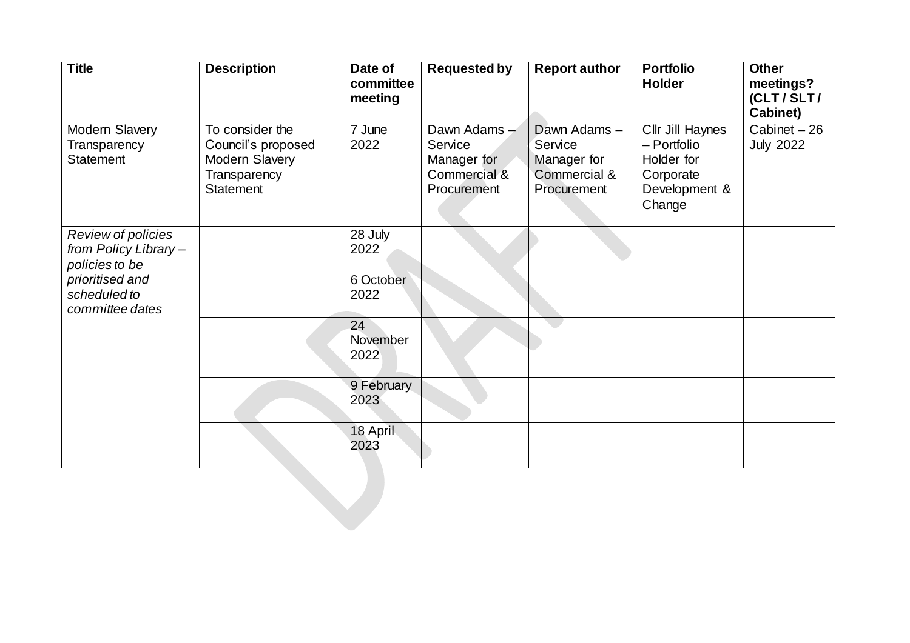| Title | Description | Date of committee meeting | Requested by | Report author | Portfolio Holder | Other meetings? (CLT / SLT / Cabinet) |
| --- | --- | --- | --- | --- | --- | --- |
| Modern Slavery Transparency Statement | To consider the Council's proposed Modern Slavery Transparency Statement | 7 June 2022 | Dawn Adams – Service Manager for Commercial & Procurement | Dawn Adams – Service Manager for Commercial & Procurement | Cllr Jill Haynes – Portfolio Holder for Corporate Development & Change | Cabinet – 26 July 2022 |
| *Review of policies from Policy Library – policies to be prioritised and scheduled to committee dates* | | 28 July 2022 | | | | |
| | | 6 October 2022 | | | | |
| | | 24 November 2022 | | | | |
| | | 9 February 2023 | | | | |
| | | 18 April 2023 | | | | |